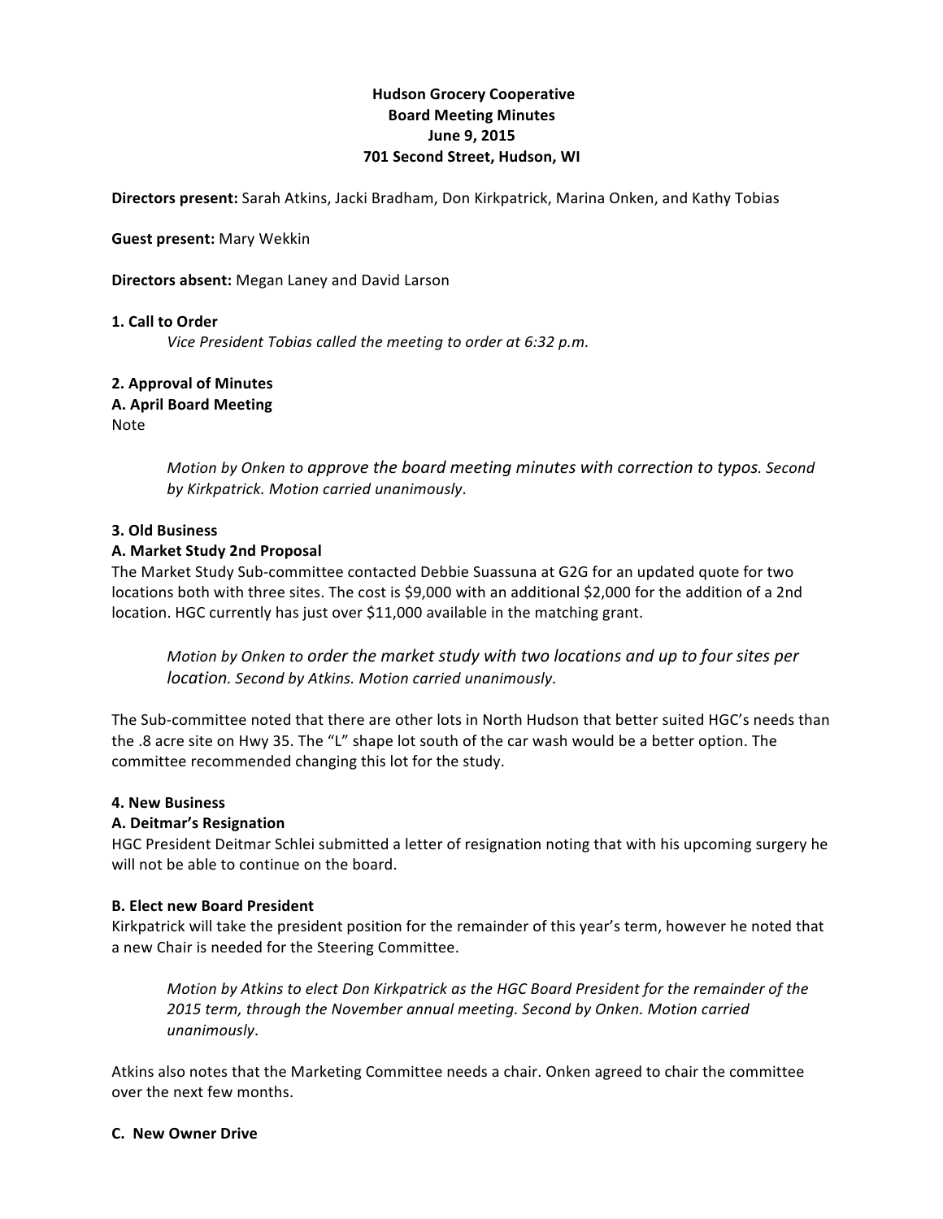**Hudson Grocery Cooperative**
**Board Meeting Minutes**
**June 9, 2015**
**701 Second Street, Hudson, WI**

**Directors present:** Sarah Atkins, Jacki Bradham, Don Kirkpatrick, Marina Onken, and Kathy Tobias

**Guest present:** Mary Wekkin

**Directors absent:** Megan Laney and David Larson

**1. Call to Order**

*Vice President Tobias called the meeting to order at 6:32 p.m.*

**2. Approval of Minutes**

**A. April Board Meeting**

Note

> *Motion by Onken to approve the board meeting minutes with correction to typos. Second by Kirkpatrick. Motion carried unanimously.*

**3. Old Business**

**A. Market Study 2nd Proposal**

The Market Study Sub-committee contacted Debbie Suassuna at G2G for an updated quote for two locations both with three sites. The cost is $9,000 with an additional $2,000 for the addition of a 2nd location. HGC currently has just over $11,000 available in the matching grant.

> *Motion by Onken to order the market study with two locations and up to four sites per location. Second by Atkins. Motion carried unanimously.*

The Sub-committee noted that there are other lots in North Hudson that better suited HGC's needs than the .8 acre site on Hwy 35. The "L" shape lot south of the car wash would be a better option. The committee recommended changing this lot for the study.

**4. New Business**

**A. Deitmar's Resignation**

HGC President Deitmar Schlei submitted a letter of resignation noting that with his upcoming surgery he will not be able to continue on the board.

**B. Elect new Board President**

Kirkpatrick will take the president position for the remainder of this year's term, however he noted that a new Chair is needed for the Steering Committee.

> *Motion by Atkins to elect Don Kirkpatrick as the HGC Board President for the remainder of the 2015 term, through the November annual meeting. Second by Onken. Motion carried unanimously.*

Atkins also notes that the Marketing Committee needs a chair. Onken agreed to chair the committee over the next few months.

**C. New Owner Drive**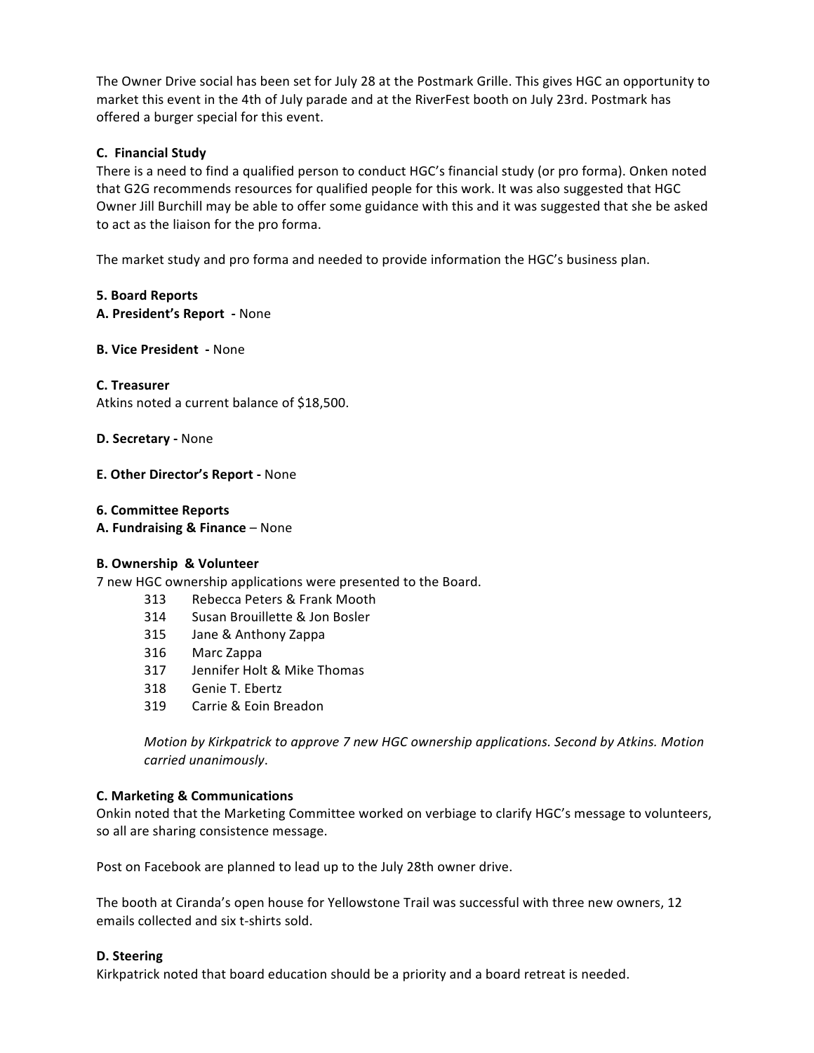The Owner Drive social has been set for July 28 at the Postmark Grille. This gives HGC an opportunity to market this event in the 4th of July parade and at the RiverFest booth on July 23rd. Postmark has offered a burger special for this event.

**C. Financial Study**

There is a need to find a qualified person to conduct HGC's financial study (or pro forma). Onken noted that G2G recommends resources for qualified people for this work. It was also suggested that HGC Owner Jill Burchill may be able to offer some guidance with this and it was suggested that she be asked to act as the liaison for the pro forma.

The market study and pro forma and needed to provide information the HGC's business plan.

**5. Board Reports**

**A. President's Report -** None

**B. Vice President -** None

**C. Treasurer**

Atkins noted a current balance of $18,500.

**D. Secretary -** None

**E. Other Director's Report -** None

**6. Committee Reports**

**A. Fundraising & Finance** – None

**B. Ownership & Volunteer**

7 new HGC ownership applications were presented to the Board.

- 313 Rebecca Peters & Frank Mooth
- 314 Susan Brouillette & Jon Bosler
- 315 Jane & Anthony Zappa
- 316 Marc Zappa
- 317 Jennifer Holt & Mike Thomas
- 318 Genie T. Ebertz
- 319 Carrie & Eoin Breadon

*Motion by Kirkpatrick to approve 7 new HGC ownership applications. Second by Atkins. Motion carried unanimously*.

**C. Marketing & Communications**

Onkin noted that the Marketing Committee worked on verbiage to clarify HGC's message to volunteers, so all are sharing consistence message.

Post on Facebook are planned to lead up to the July 28th owner drive.

The booth at Ciranda's open house for Yellowstone Trail was successful with three new owners, 12 emails collected and six t-shirts sold.

**D. Steering**

Kirkpatrick noted that board education should be a priority and a board retreat is needed.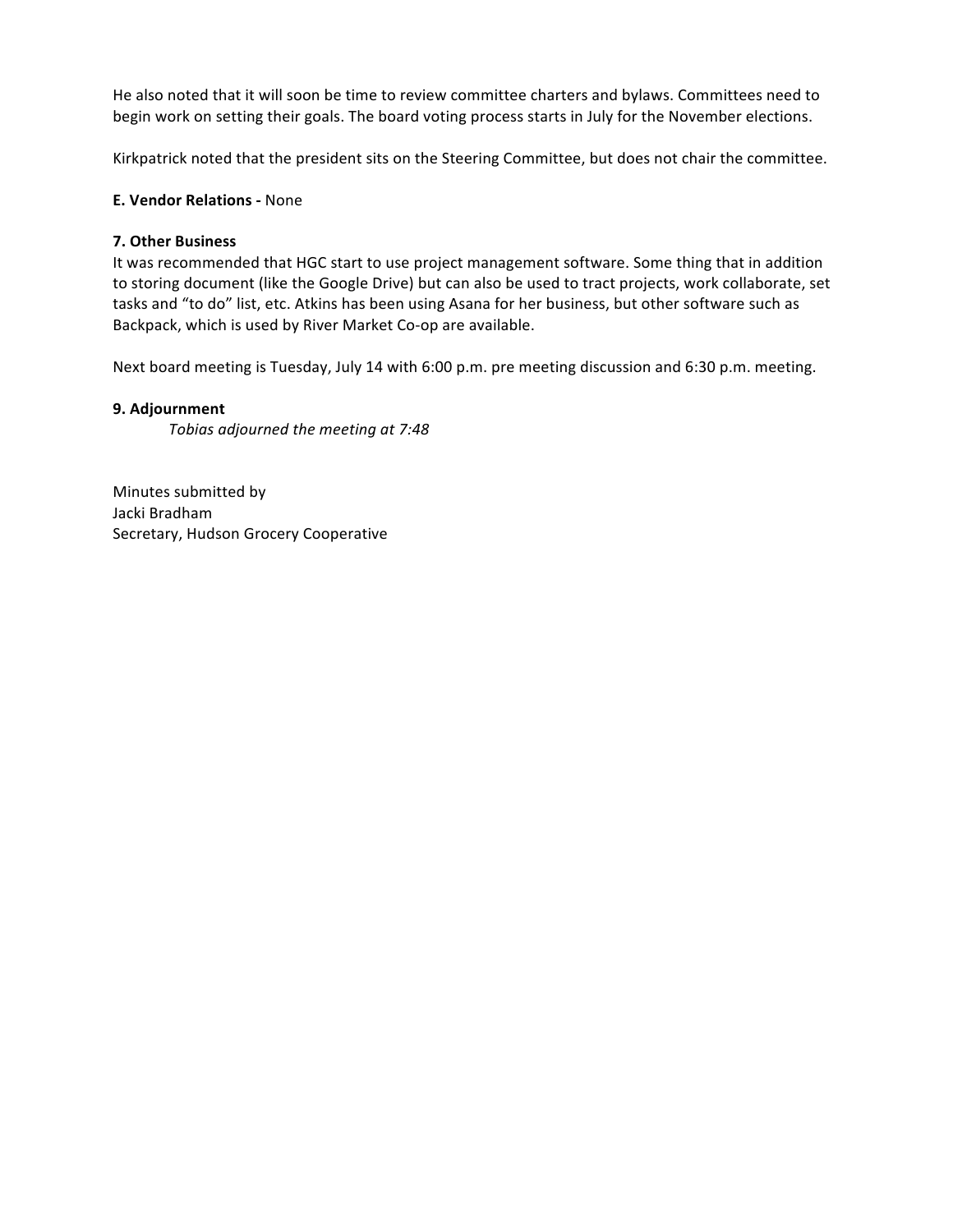He also noted that it will soon be time to review committee charters and bylaws. Committees need to begin work on setting their goals. The board voting process starts in July for the November elections.

Kirkpatrick noted that the president sits on the Steering Committee, but does not chair the committee.

**E. Vendor Relations -** None

**7. Other Business**

It was recommended that HGC start to use project management software. Some thing that in addition to storing document (like the Google Drive) but can also be used to tract projects, work collaborate, set tasks and "to do" list, etc. Atkins has been using Asana for her business, but other software such as Backpack, which is used by River Market Co-op are available.

Next board meeting is Tuesday, July 14 with 6:00 p.m. pre meeting discussion and 6:30 p.m. meeting.

**9. Adjournment**

*Tobias adjourned the meeting at 7:48*

Minutes submitted by
Jacki Bradham
Secretary, Hudson Grocery Cooperative